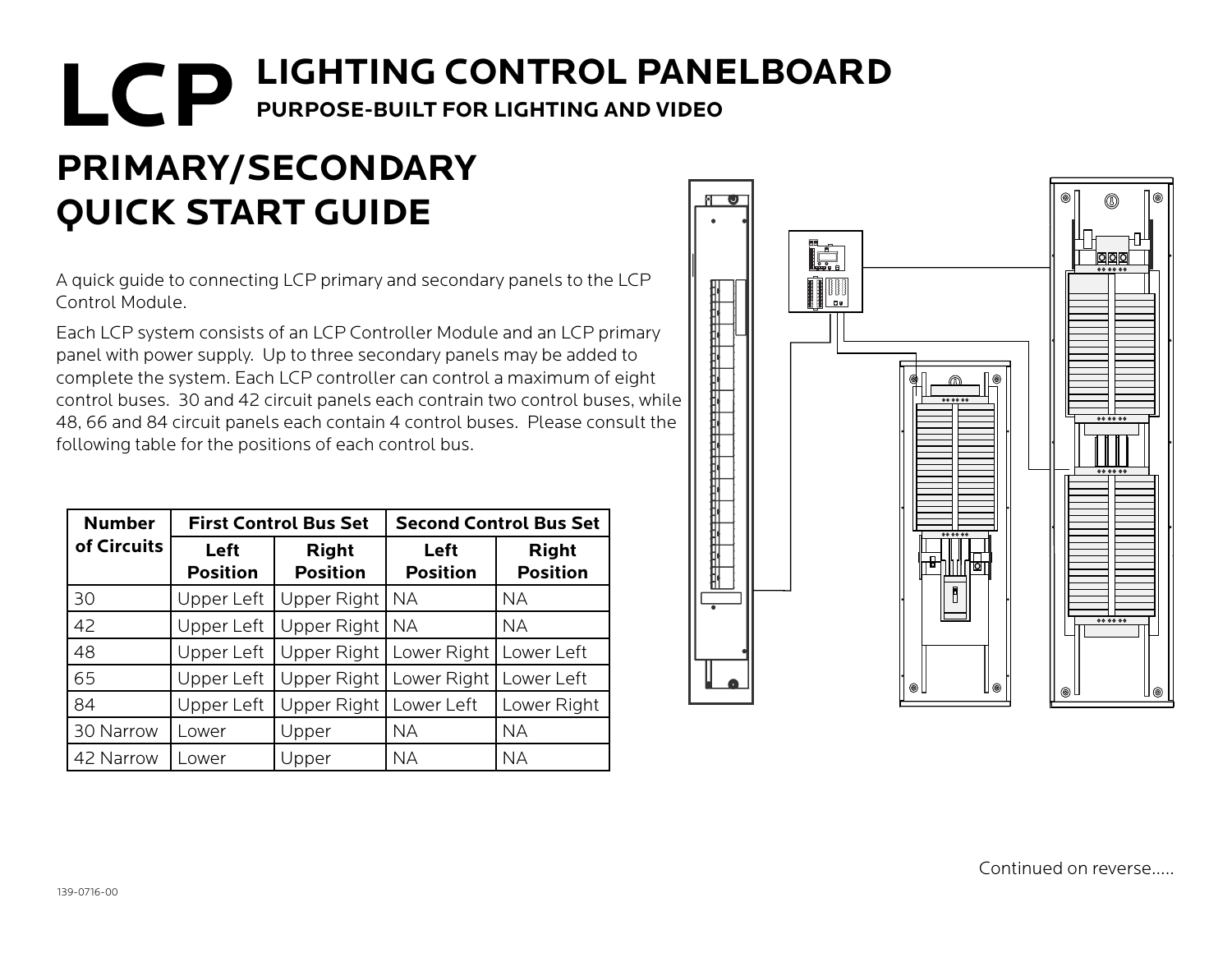# LCP LIGHTING CONTROL PANELBOARD

**PURPOSE-BUILT FOR LIGHTING AND VIDEO**

## PRIMARY/SECONDARY QUICK START GUIDE

A quick guide to connecting LCP primary and secondary panels to the LCP Control Module.

Each LCP system consists of an LCP Controller Module and an LCP primary panel with power supply. Up to three secondary panels may be added to complete the system. Each LCP controller can control a maximum of eight control buses. 30 and 42 circuit panels each contrain two control buses, while 48, 66 and 84 circuit panels each contain 4 control buses. Please consult the following table for the positions of each control bus.

| Number of Circuits | First Control Bus Set | | Second Control Bus Set | |
|---|---|---|---|---|
| | Left Position | Right Position | Left Position | Right Position |
| 30 | Upper Left | Upper Right | NA | NA |
| 42 | Upper Left | Upper Right | NA | NA |
| 48 | Upper Left | Upper Right | Lower Right | Lower Left |
| 65 | Upper Left | Upper Right | Lower Right | Lower Left |
| 84 | Upper Left | Upper Right | Lower Left | Lower Right |
| 30 Narrow | Lower | Upper | NA | NA |
| 42 Narrow | Lower | Upper | NA | NA |

Continued on reverse.....

139-0716-00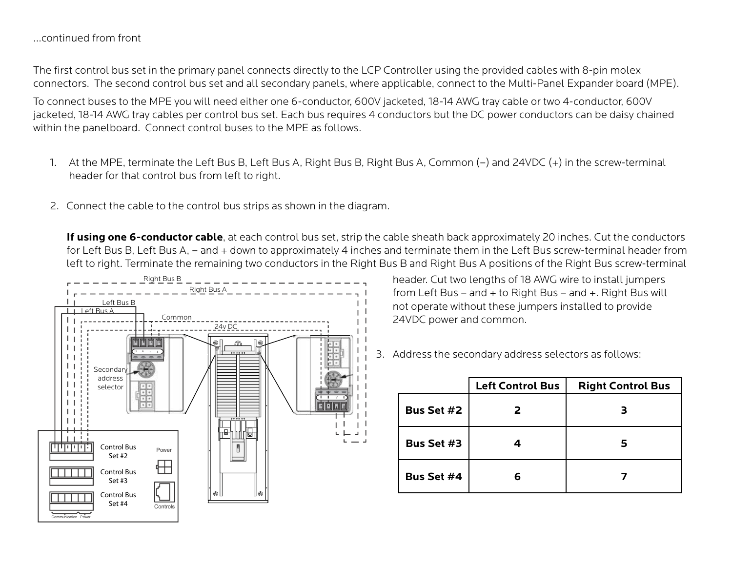...continued from front

The first control bus set in the primary panel connects directly to the LCP Controller using the provided cables with 8-pin molex connectors. The second control bus set and all secondary panels, where applicable, connect to the Multi-Panel Expander board (MPE).

To connect buses to the MPE you will need either one 6-conductor, 600V jacketed, 18-14 AWG tray cable or two 4-conductor, 600V jacketed, 18-14 AWG tray cables per control bus set. Each bus requires 4 conductors but the DC power conductors can be daisy chained within the panelboard. Connect control buses to the MPE as follows.

1. At the MPE, terminate the Left Bus B, Left Bus A, Right Bus B, Right Bus A, Common (–) and 24VDC (+) in the screw-terminal header for that control bus from left to right.

2. Connect the cable to the control bus strips as shown in the diagram.

   **If using one 6-conductor cable**, at each control bus set, strip the cable sheath back approximately 20 inches. Cut the conductors for Left Bus B, Left Bus A, – and + down to approximately 4 inches and terminate them in the Left Bus screw-terminal header from left to right. Terminate the remaining two conductors in the Right Bus B and Right Bus A positions of the Right Bus screw-terminal header. Cut two lengths of 18 AWG wire to install jumpers from Left Bus – and + to Right Bus – and +. Right Bus will not operate without these jumpers installed to provide 24VDC power and common.

Right Bus B
Right Bus A
Left Bus B
Left Bus A
Common
24v DC
Secondary address selector
Control Bus Set #2
Control Bus Set #3
Control Bus Set #4
Power
Controls
Communication Power

3. Address the secondary address selectors as follows:

| | Left Control Bus | Right Control Bus |
|---|---|---|
| **Bus Set #2** | 2 | 3 |
| **Bus Set #3** | 4 | 5 |
| **Bus Set #4** | 6 | 7 |